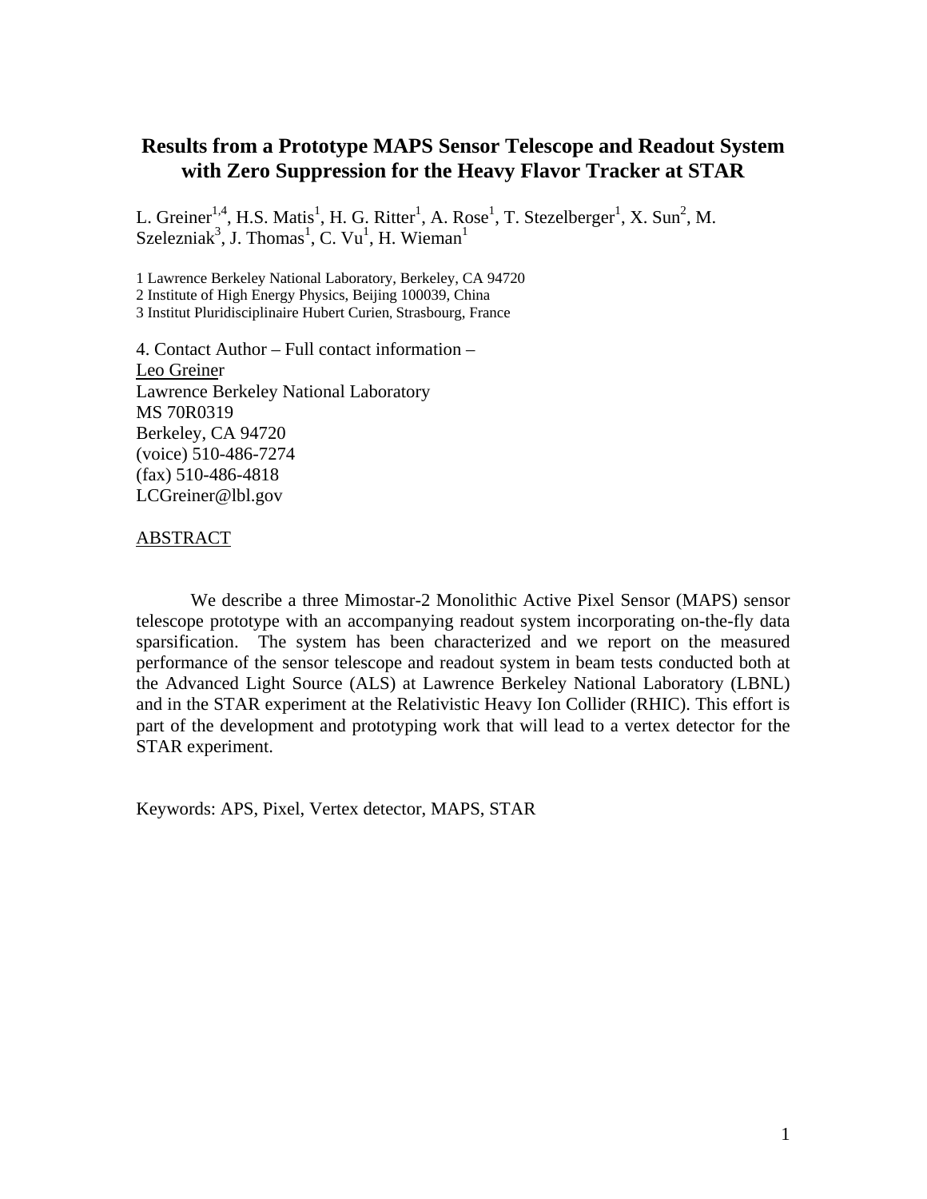# Results from a Prototype MAPS Sensor Telescope and Readout System with Zero Suppression for the Heavy Flavor Tracker at STAR

L. Greiner[1,4], H.S. Matis[1], H. G. Ritter[1], A. Rose[1], T. Stezelberger[1], X. Sun[2], M. Szelezniak[3], J. Thomas[1], C. Vu[1], H. Wieman[1]

1 Lawrence Berkeley National Laboratory, Berkeley, CA 94720
2 Institute of High Energy Physics, Beijing 100039, China
3 Institut Pluridisciplinaire Hubert Curien, Strasbourg, France

4. Contact Author – Full contact information –
Leo Greiner
Lawrence Berkeley National Laboratory
MS 70R0319
Berkeley, CA 94720
(voice) 510-486-7274
(fax) 510-486-4818
LCGreiner@lbl.gov

## ABSTRACT

We describe a three Mimostar-2 Monolithic Active Pixel Sensor (MAPS) sensor telescope prototype with an accompanying readout system incorporating on-the-fly data sparsification. The system has been characterized and we report on the measured performance of the sensor telescope and readout system in beam tests conducted both at the Advanced Light Source (ALS) at Lawrence Berkeley National Laboratory (LBNL) and in the STAR experiment at the Relativistic Heavy Ion Collider (RHIC). This effort is part of the development and prototyping work that will lead to a vertex detector for the STAR experiment.

Keywords: APS, Pixel, Vertex detector, MAPS, STAR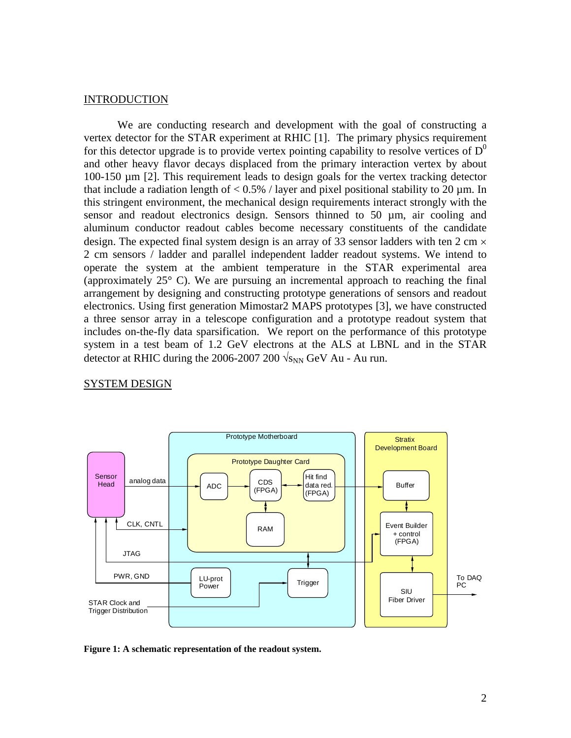## INTRODUCTION

We are conducting research and development with the goal of constructing a vertex detector for the STAR experiment at RHIC [1]. The primary physics requirement for this detector upgrade is to provide vertex pointing capability to resolve vertices of $D^0$ and other heavy flavor decays displaced from the primary interaction vertex by about 100-150 µm [2]. This requirement leads to design goals for the vertex tracking detector that include a radiation length of < 0.5% / layer and pixel positional stability to 20 µm. In this stringent environment, the mechanical design requirements interact strongly with the sensor and readout electronics design. Sensors thinned to 50 µm, air cooling and aluminum conductor readout cables become necessary constituents of the candidate design. The expected final system design is an array of 33 sensor ladders with ten 2 cm × 2 cm sensors / ladder and parallel independent ladder readout systems. We intend to operate the system at the ambient temperature in the STAR experimental area (approximately 25° C). We are pursuing an incremental approach to reaching the final arrangement by designing and constructing prototype generations of sensors and readout electronics. Using first generation Mimostar2 MAPS prototypes [3], we have constructed a three sensor array in a telescope configuration and a prototype readout system that includes on-the-fly data sparsification. We report on the performance of this prototype system in a test beam of 1.2 GeV electrons at the ALS at LBNL and in the STAR detector at RHIC during the 2006-2007 200 $\sqrt{s_{NN}}$ GeV Au - Au run.

## SYSTEM DESIGN

**Figure 1: A schematic representation of the readout system.**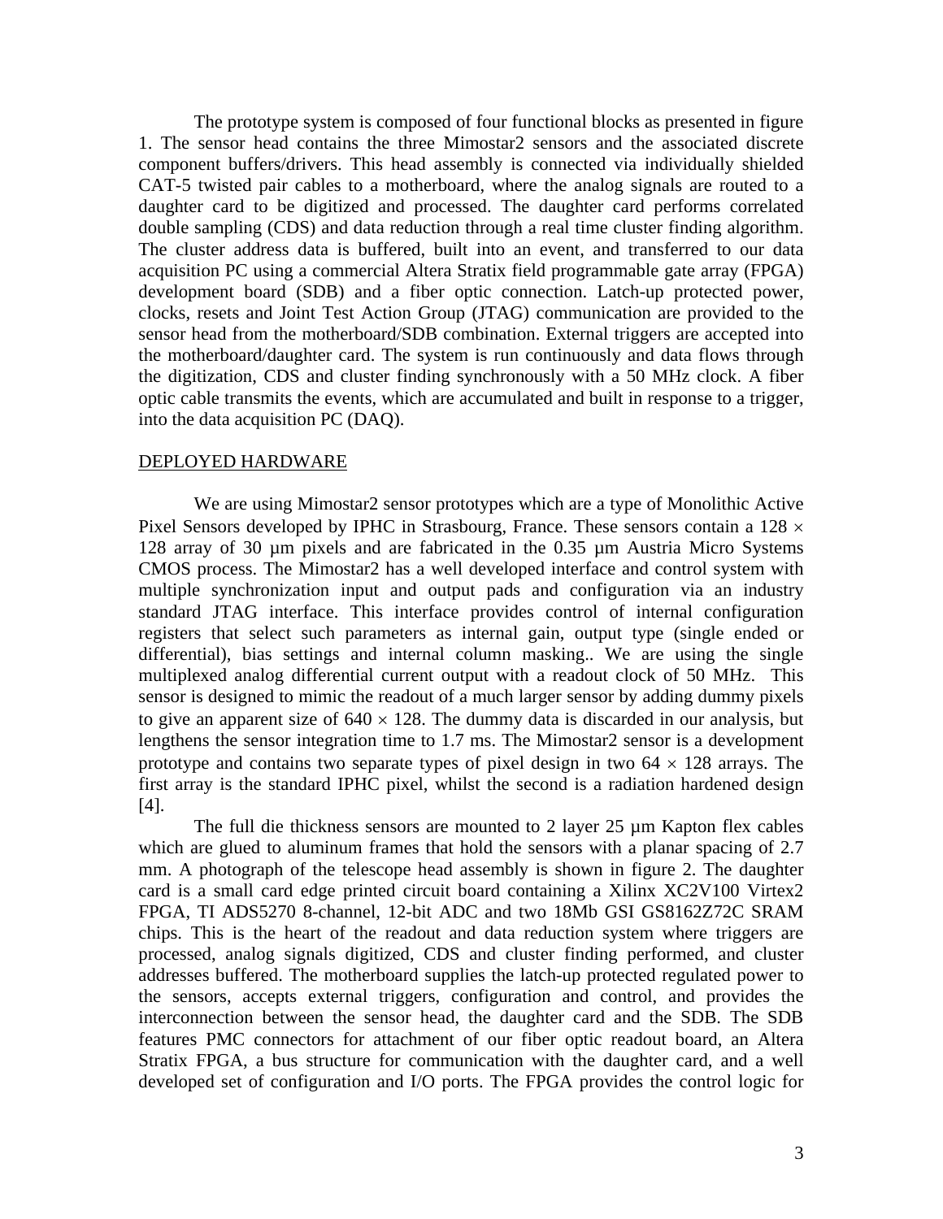The prototype system is composed of four functional blocks as presented in figure 1. The sensor head contains the three Mimostar2 sensors and the associated discrete component buffers/drivers. This head assembly is connected via individually shielded CAT-5 twisted pair cables to a motherboard, where the analog signals are routed to a daughter card to be digitized and processed. The daughter card performs correlated double sampling (CDS) and data reduction through a real time cluster finding algorithm. The cluster address data is buffered, built into an event, and transferred to our data acquisition PC using a commercial Altera Stratix field programmable gate array (FPGA) development board (SDB) and a fiber optic connection. Latch-up protected power, clocks, resets and Joint Test Action Group (JTAG) communication are provided to the sensor head from the motherboard/SDB combination. External triggers are accepted into the motherboard/daughter card. The system is run continuously and data flows through the digitization, CDS and cluster finding synchronously with a 50 MHz clock. A fiber optic cable transmits the events, which are accumulated and built in response to a trigger, into the data acquisition PC (DAQ).

## DEPLOYED HARDWARE

We are using Mimostar2 sensor prototypes which are a type of Monolithic Active Pixel Sensors developed by IPHC in Strasbourg, France. These sensors contain a $128 \times 128$ array of 30 µm pixels and are fabricated in the 0.35 µm Austria Micro Systems CMOS process. The Mimostar2 has a well developed interface and control system with multiple synchronization input and output pads and configuration via an industry standard JTAG interface. This interface provides control of internal configuration registers that select such parameters as internal gain, output type (single ended or differential), bias settings and internal column masking.. We are using the single multiplexed analog differential current output with a readout clock of 50 MHz. This sensor is designed to mimic the readout of a much larger sensor by adding dummy pixels to give an apparent size of $640 \times 128$. The dummy data is discarded in our analysis, but lengthens the sensor integration time to 1.7 ms. The Mimostar2 sensor is a development prototype and contains two separate types of pixel design in two $64 \times 128$ arrays. The first array is the standard IPHC pixel, whilst the second is a radiation hardened design [4].

The full die thickness sensors are mounted to 2 layer 25 µm Kapton flex cables which are glued to aluminum frames that hold the sensors with a planar spacing of 2.7 mm. A photograph of the telescope head assembly is shown in figure 2. The daughter card is a small card edge printed circuit board containing a Xilinx XC2V100 Virtex2 FPGA, TI ADS5270 8-channel, 12-bit ADC and two 18Mb GSI GS8162Z72C SRAM chips. This is the heart of the readout and data reduction system where triggers are processed, analog signals digitized, CDS and cluster finding performed, and cluster addresses buffered. The motherboard supplies the latch-up protected regulated power to the sensors, accepts external triggers, configuration and control, and provides the interconnection between the sensor head, the daughter card and the SDB. The SDB features PMC connectors for attachment of our fiber optic readout board, an Altera Stratix FPGA, a bus structure for communication with the daughter card, and a well developed set of configuration and I/O ports. The FPGA provides the control logic for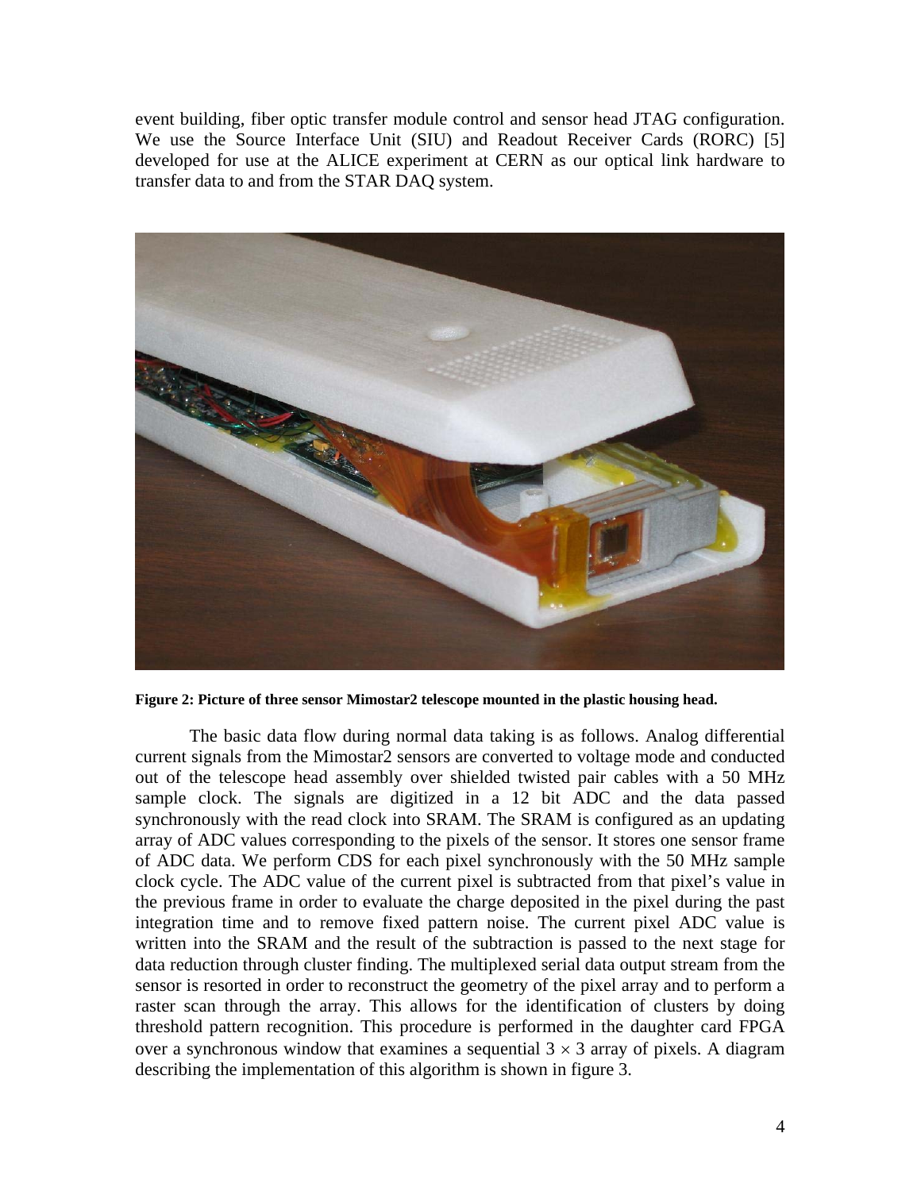event building, fiber optic transfer module control and sensor head JTAG configuration. We use the Source Interface Unit (SIU) and Readout Receiver Cards (RORC) [5] developed for use at the ALICE experiment at CERN as our optical link hardware to transfer data to and from the STAR DAQ system.

**Figure 2: Picture of three sensor Mimostar2 telescope mounted in the plastic housing head.**

The basic data flow during normal data taking is as follows. Analog differential current signals from the Mimostar2 sensors are converted to voltage mode and conducted out of the telescope head assembly over shielded twisted pair cables with a 50 MHz sample clock. The signals are digitized in a 12 bit ADC and the data passed synchronously with the read clock into SRAM. The SRAM is configured as an updating array of ADC values corresponding to the pixels of the sensor. It stores one sensor frame of ADC data. We perform CDS for each pixel synchronously with the 50 MHz sample clock cycle. The ADC value of the current pixel is subtracted from that pixel's value in the previous frame in order to evaluate the charge deposited in the pixel during the past integration time and to remove fixed pattern noise. The current pixel ADC value is written into the SRAM and the result of the subtraction is passed to the next stage for data reduction through cluster finding. The multiplexed serial data output stream from the sensor is resorted in order to reconstruct the geometry of the pixel array and to perform a raster scan through the array. This allows for the identification of clusters by doing threshold pattern recognition. This procedure is performed in the daughter card FPGA over a synchronous window that examines a sequential $3 \times 3$ array of pixels. A diagram describing the implementation of this algorithm is shown in figure 3.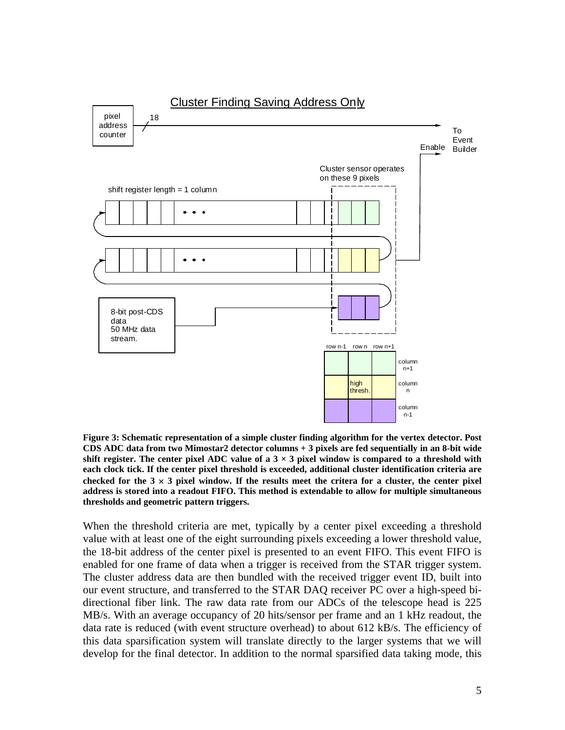**Figure 3: Schematic representation of a simple cluster finding algorithm for the vertex detector. Post CDS ADC data from two Mimostar2 detector columns + 3 pixels are fed sequentially in an 8-bit wide shift register. The center pixel ADC value of a 3 × 3 pixel window is compared to a threshold with each clock tick. If the center pixel threshold is exceeded, additional cluster identification criteria are checked for the 3 × 3 pixel window. If the results meet the critera for a cluster, the center pixel address is stored into a readout FIFO. This method is extendable to allow for multiple simultaneous thresholds and geometric pattern triggers.**

When the threshold criteria are met, typically by a center pixel exceeding a threshold value with at least one of the eight surrounding pixels exceeding a lower threshold value, the 18-bit address of the center pixel is presented to an event FIFO. This event FIFO is enabled for one frame of data when a trigger is received from the STAR trigger system. The cluster address data are then bundled with the received trigger event ID, built into our event structure, and transferred to the STAR DAQ receiver PC over a high-speed bi-directional fiber link. The raw data rate from our ADCs of the telescope head is 225 MB/s. With an average occupancy of 20 hits/sensor per frame and an 1 kHz readout, the data rate is reduced (with event structure overhead) to about 612 kB/s. The efficiency of this data sparsification system will translate directly to the larger systems that we will develop for the final detector. In addition to the normal sparsified data taking mode, this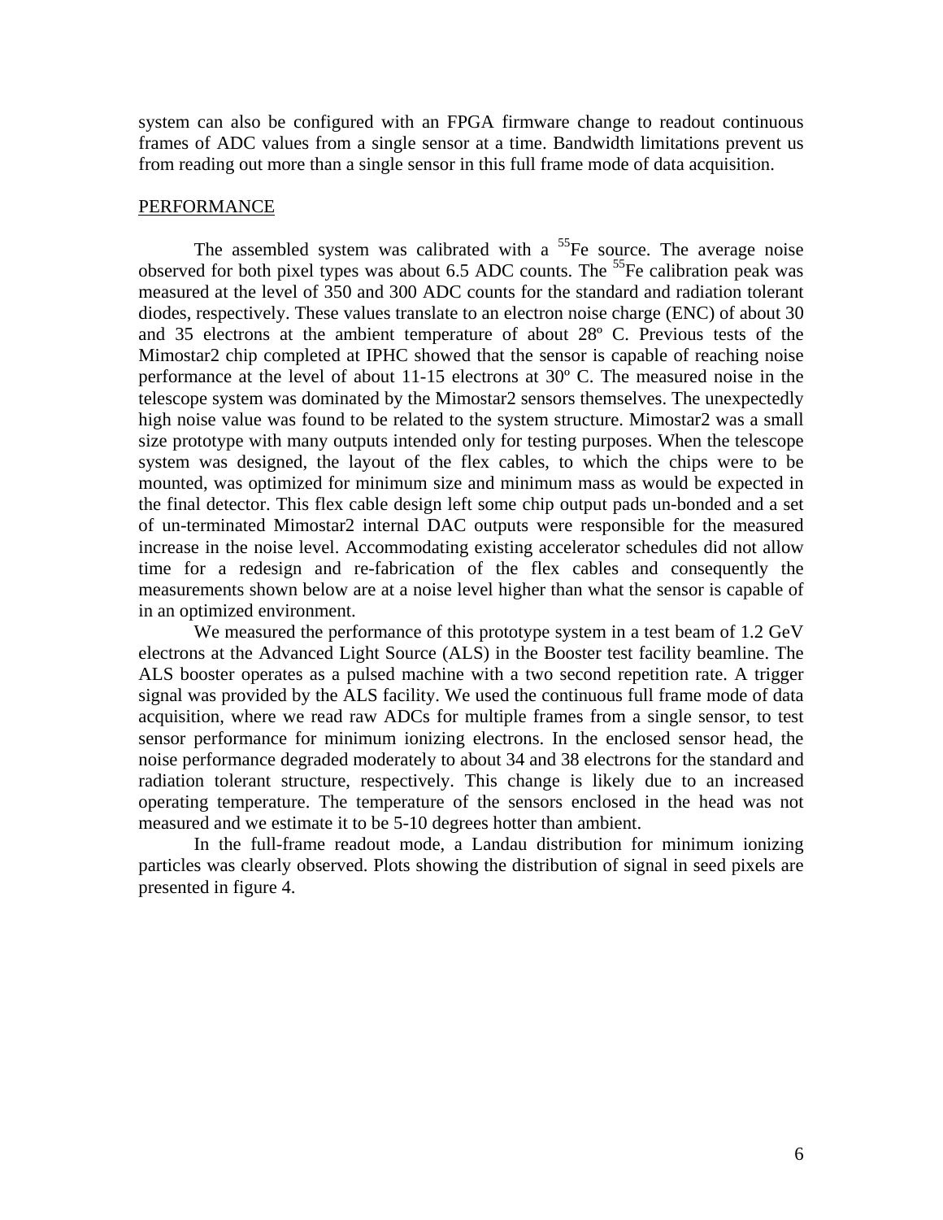system can also be configured with an FPGA firmware change to readout continuous frames of ADC values from a single sensor at a time. Bandwidth limitations prevent us from reading out more than a single sensor in this full frame mode of data acquisition.

## PERFORMANCE

The assembled system was calibrated with a $^{55}$Fe source. The average noise observed for both pixel types was about 6.5 ADC counts. The $^{55}$Fe calibration peak was measured at the level of 350 and 300 ADC counts for the standard and radiation tolerant diodes, respectively. These values translate to an electron noise charge (ENC) of about 30 and 35 electrons at the ambient temperature of about 28º C. Previous tests of the Mimostar2 chip completed at IPHC showed that the sensor is capable of reaching noise performance at the level of about 11-15 electrons at 30º C. The measured noise in the telescope system was dominated by the Mimostar2 sensors themselves. The unexpectedly high noise value was found to be related to the system structure. Mimostar2 was a small size prototype with many outputs intended only for testing purposes. When the telescope system was designed, the layout of the flex cables, to which the chips were to be mounted, was optimized for minimum size and minimum mass as would be expected in the final detector. This flex cable design left some chip output pads un-bonded and a set of un-terminated Mimostar2 internal DAC outputs were responsible for the measured increase in the noise level. Accommodating existing accelerator schedules did not allow time for a redesign and re-fabrication of the flex cables and consequently the measurements shown below are at a noise level higher than what the sensor is capable of in an optimized environment.

We measured the performance of this prototype system in a test beam of 1.2 GeV electrons at the Advanced Light Source (ALS) in the Booster test facility beamline. The ALS booster operates as a pulsed machine with a two second repetition rate. A trigger signal was provided by the ALS facility. We used the continuous full frame mode of data acquisition, where we read raw ADCs for multiple frames from a single sensor, to test sensor performance for minimum ionizing electrons. In the enclosed sensor head, the noise performance degraded moderately to about 34 and 38 electrons for the standard and radiation tolerant structure, respectively. This change is likely due to an increased operating temperature. The temperature of the sensors enclosed in the head was not measured and we estimate it to be 5-10 degrees hotter than ambient.

In the full-frame readout mode, a Landau distribution for minimum ionizing particles was clearly observed. Plots showing the distribution of signal in seed pixels are presented in figure 4.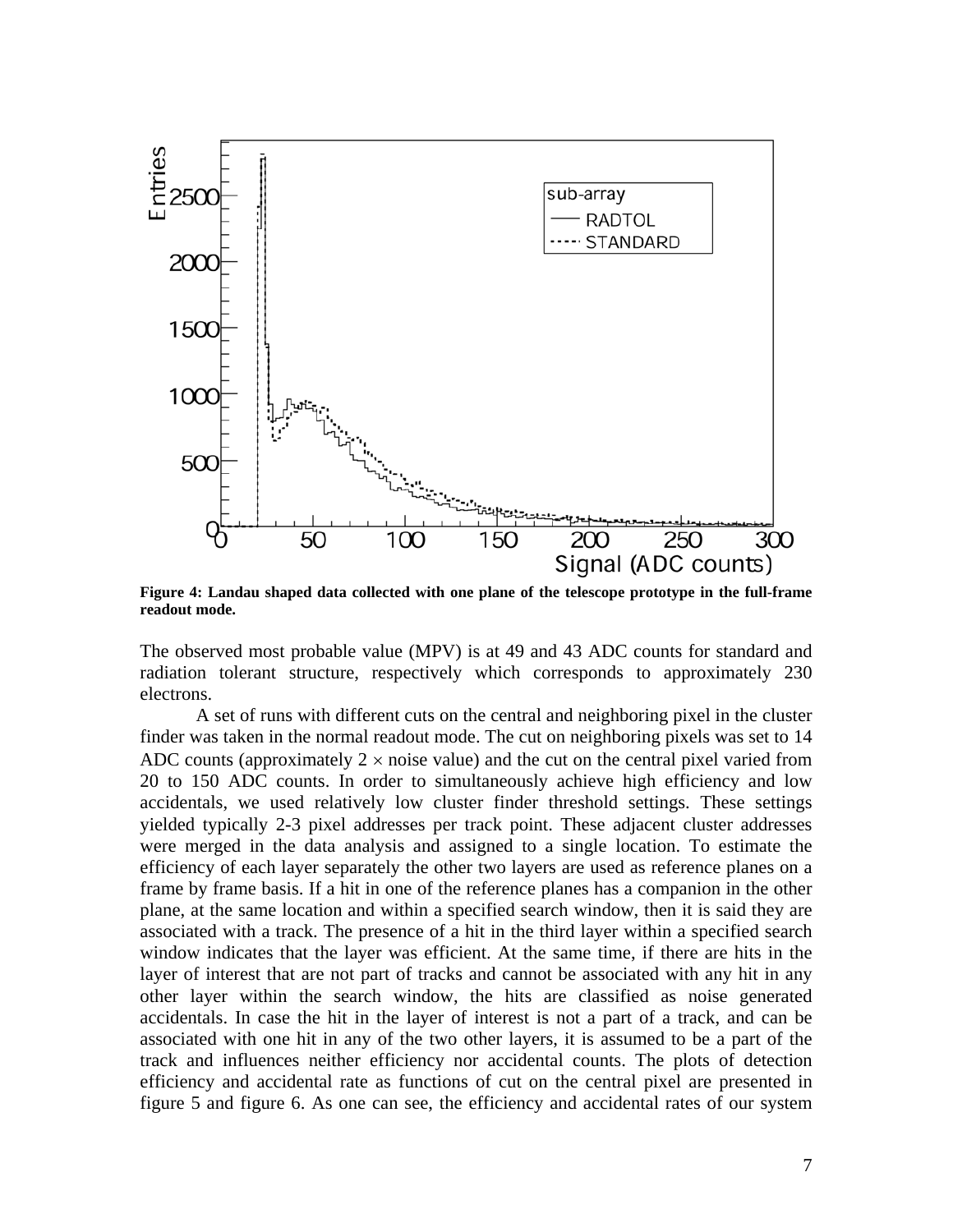**Figure 4: Landau shaped data collected with one plane of the telescope prototype in the full-frame readout mode.**

The observed most probable value (MPV) is at 49 and 43 ADC counts for standard and radiation tolerant structure, respectively which corresponds to approximately 230 electrons.

A set of runs with different cuts on the central and neighboring pixel in the cluster finder was taken in the normal readout mode. The cut on neighboring pixels was set to 14 ADC counts (approximately 2 $\times$ noise value) and the cut on the central pixel varied from 20 to 150 ADC counts. In order to simultaneously achieve high efficiency and low accidentals, we used relatively low cluster finder threshold settings. These settings yielded typically 2-3 pixel addresses per track point. These adjacent cluster addresses were merged in the data analysis and assigned to a single location. To estimate the efficiency of each layer separately the other two layers are used as reference planes on a frame by frame basis. If a hit in one of the reference planes has a companion in the other plane, at the same location and within a specified search window, then it is said they are associated with a track. The presence of a hit in the third layer within a specified search window indicates that the layer was efficient. At the same time, if there are hits in the layer of interest that are not part of tracks and cannot be associated with any hit in any other layer within the search window, the hits are classified as noise generated accidentals. In case the hit in the layer of interest is not a part of a track, and can be associated with one hit in any of the two other layers, it is assumed to be a part of the track and influences neither efficiency nor accidental counts. The plots of detection efficiency and accidental rate as functions of cut on the central pixel are presented in figure 5 and figure 6. As one can see, the efficiency and accidental rates of our system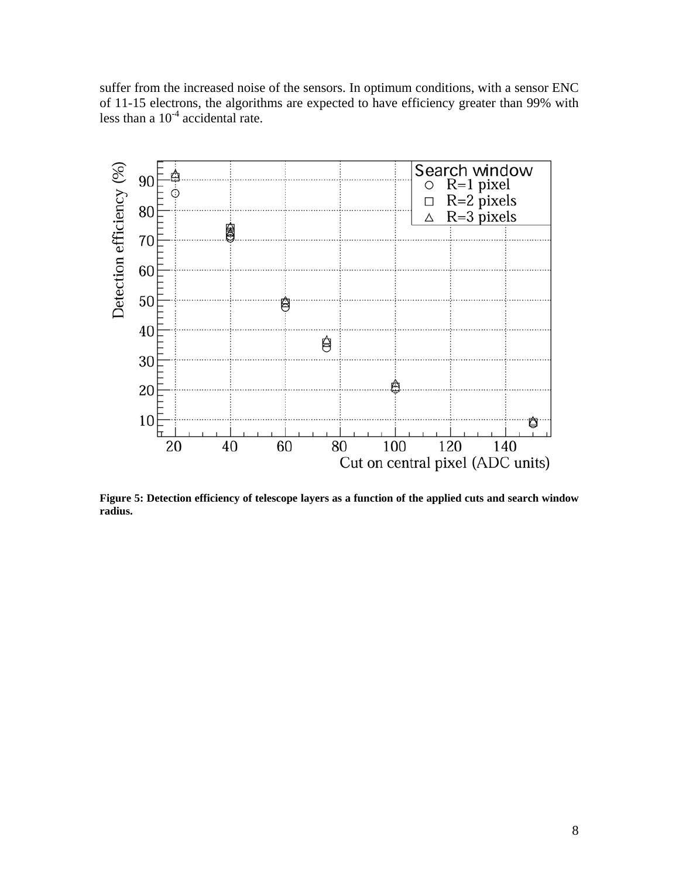suffer from the increased noise of the sensors. In optimum conditions, with a sensor ENC of 11-15 electrons, the algorithms are expected to have efficiency greater than 99% with less than a $10^{-4}$ accidental rate.

**Figure 5: Detection efficiency of telescope layers as a function of the applied cuts and search window radius.**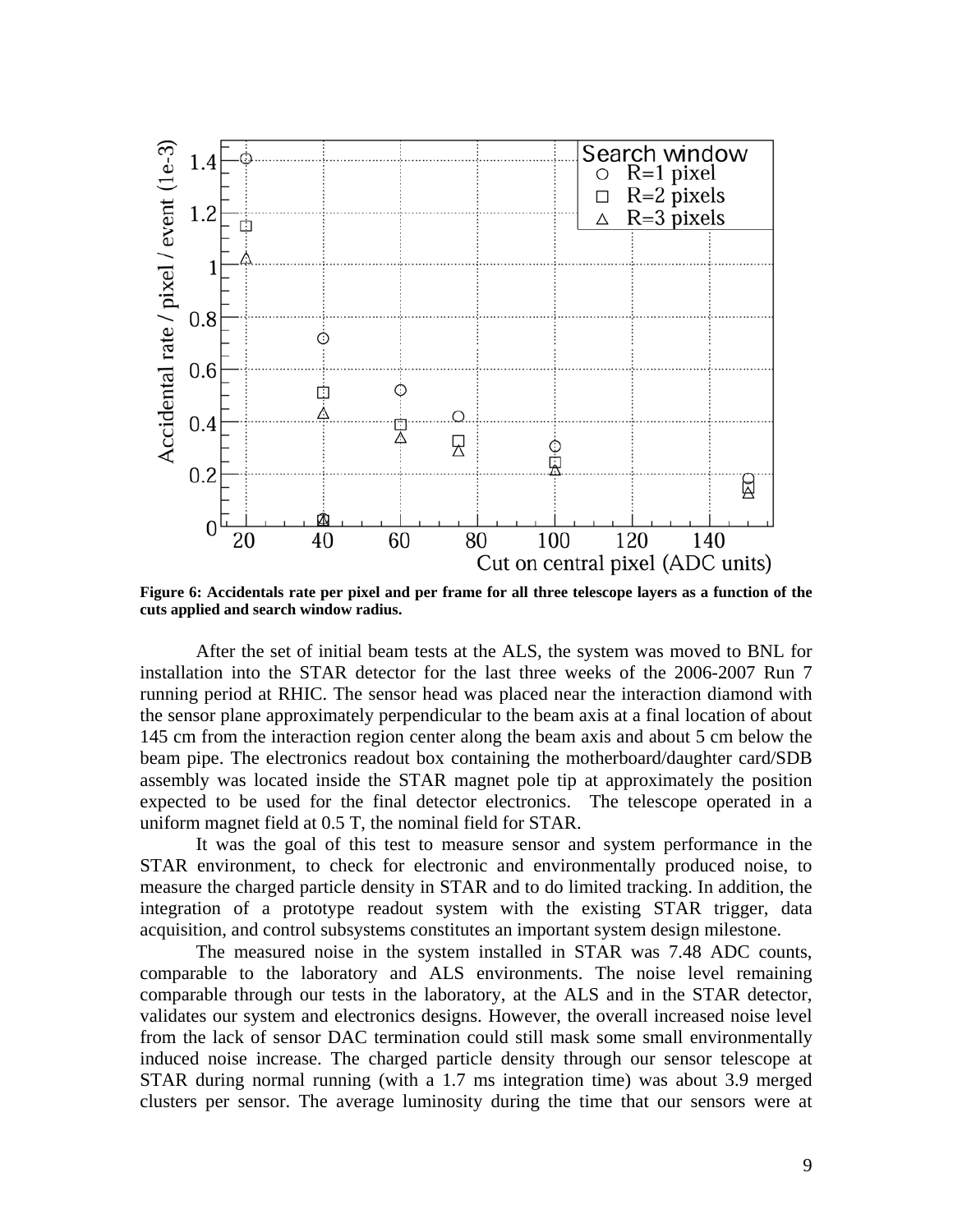**Figure 6: Accidentals rate per pixel and per frame for all three telescope layers as a function of the cuts applied and search window radius.**

After the set of initial beam tests at the ALS, the system was moved to BNL for installation into the STAR detector for the last three weeks of the 2006-2007 Run 7 running period at RHIC. The sensor head was placed near the interaction diamond with the sensor plane approximately perpendicular to the beam axis at a final location of about 145 cm from the interaction region center along the beam axis and about 5 cm below the beam pipe. The electronics readout box containing the motherboard/daughter card/SDB assembly was located inside the STAR magnet pole tip at approximately the position expected to be used for the final detector electronics. The telescope operated in a uniform magnet field at 0.5 T, the nominal field for STAR.

It was the goal of this test to measure sensor and system performance in the STAR environment, to check for electronic and environmentally produced noise, to measure the charged particle density in STAR and to do limited tracking. In addition, the integration of a prototype readout system with the existing STAR trigger, data acquisition, and control subsystems constitutes an important system design milestone.

The measured noise in the system installed in STAR was 7.48 ADC counts, comparable to the laboratory and ALS environments. The noise level remaining comparable through our tests in the laboratory, at the ALS and in the STAR detector, validates our system and electronics designs. However, the overall increased noise level from the lack of sensor DAC termination could still mask some small environmentally induced noise increase. The charged particle density through our sensor telescope at STAR during normal running (with a 1.7 ms integration time) was about 3.9 merged clusters per sensor. The average luminosity during the time that our sensors were at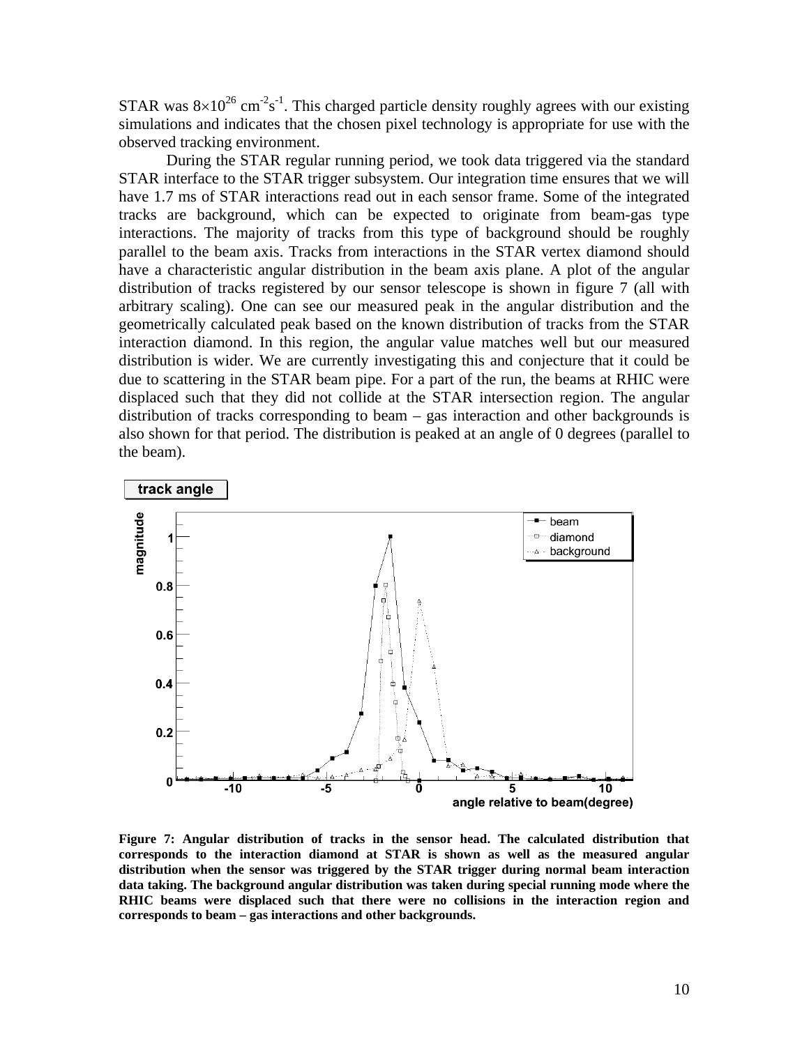STAR was $8\times10^{26}$ $cm^{-2}s^{-1}$. This charged particle density roughly agrees with our existing simulations and indicates that the chosen pixel technology is appropriate for use with the observed tracking environment.

During the STAR regular running period, we took data triggered via the standard STAR interface to the STAR trigger subsystem. Our integration time ensures that we will have 1.7 ms of STAR interactions read out in each sensor frame. Some of the integrated tracks are background, which can be expected to originate from beam-gas type interactions. The majority of tracks from this type of background should be roughly parallel to the beam axis. Tracks from interactions in the STAR vertex diamond should have a characteristic angular distribution in the beam axis plane. A plot of the angular distribution of tracks registered by our sensor telescope is shown in figure 7 (all with arbitrary scaling). One can see our measured peak in the angular distribution and the geometrically calculated peak based on the known distribution of tracks from the STAR interaction diamond. In this region, the angular value matches well but our measured distribution is wider. We are currently investigating this and conjecture that it could be due to scattering in the STAR beam pipe. For a part of the run, the beams at RHIC were displaced such that they did not collide at the STAR intersection region. The angular distribution of tracks corresponding to beam – gas interaction and other backgrounds is also shown for that period. The distribution is peaked at an angle of 0 degrees (parallel to the beam).

**Figure 7: Angular distribution of tracks in the sensor head. The calculated distribution that corresponds to the interaction diamond at STAR is shown as well as the measured angular distribution when the sensor was triggered by the STAR trigger during normal beam interaction data taking. The background angular distribution was taken during special running mode where the RHIC beams were displaced such that there were no collisions in the interaction region and corresponds to beam – gas interactions and other backgrounds.**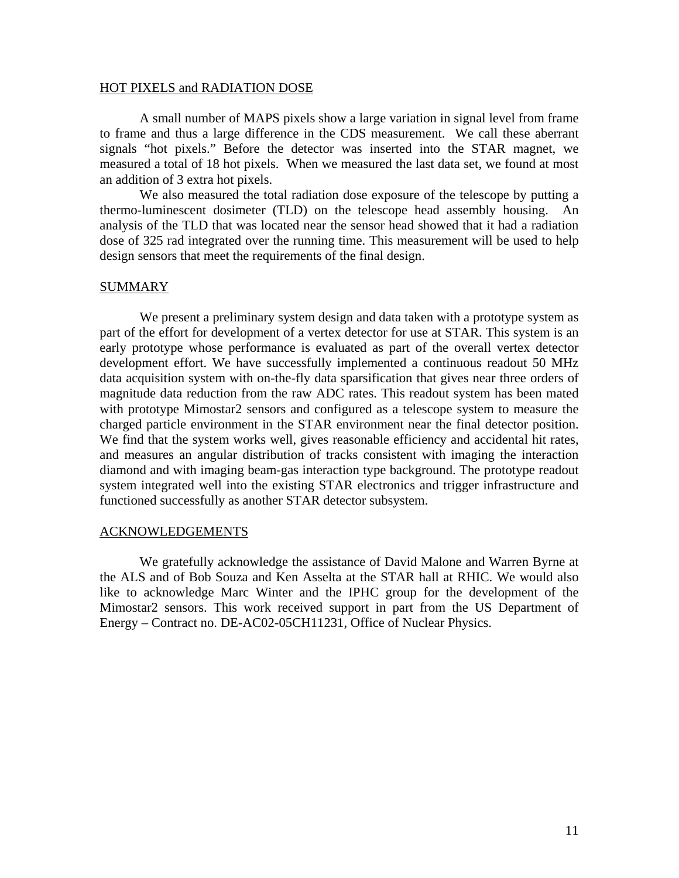## HOT PIXELS and RADIATION DOSE

A small number of MAPS pixels show a large variation in signal level from frame to frame and thus a large difference in the CDS measurement. We call these aberrant signals "hot pixels." Before the detector was inserted into the STAR magnet, we measured a total of 18 hot pixels. When we measured the last data set, we found at most an addition of 3 extra hot pixels.

We also measured the total radiation dose exposure of the telescope by putting a thermo-luminescent dosimeter (TLD) on the telescope head assembly housing. An analysis of the TLD that was located near the sensor head showed that it had a radiation dose of 325 rad integrated over the running time. This measurement will be used to help design sensors that meet the requirements of the final design.

## SUMMARY

We present a preliminary system design and data taken with a prototype system as part of the effort for development of a vertex detector for use at STAR. This system is an early prototype whose performance is evaluated as part of the overall vertex detector development effort. We have successfully implemented a continuous readout 50 MHz data acquisition system with on-the-fly data sparsification that gives near three orders of magnitude data reduction from the raw ADC rates. This readout system has been mated with prototype Mimostar2 sensors and configured as a telescope system to measure the charged particle environment in the STAR environment near the final detector position. We find that the system works well, gives reasonable efficiency and accidental hit rates, and measures an angular distribution of tracks consistent with imaging the interaction diamond and with imaging beam-gas interaction type background. The prototype readout system integrated well into the existing STAR electronics and trigger infrastructure and functioned successfully as another STAR detector subsystem.

## ACKNOWLEDGEMENTS

We gratefully acknowledge the assistance of David Malone and Warren Byrne at the ALS and of Bob Souza and Ken Asselta at the STAR hall at RHIC. We would also like to acknowledge Marc Winter and the IPHC group for the development of the Mimostar2 sensors. This work received support in part from the US Department of Energy – Contract no. DE-AC02-05CH11231, Office of Nuclear Physics.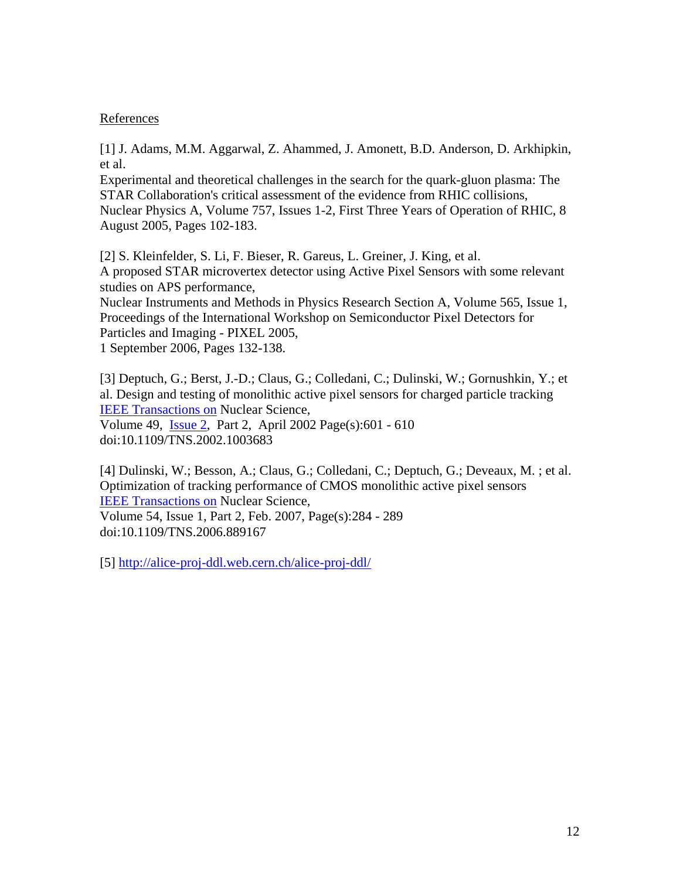References

[1] J. Adams, M.M. Aggarwal, Z. Ahammed, J. Amonett, B.D. Anderson, D. Arkhipkin, et al.
Experimental and theoretical challenges in the search for the quark-gluon plasma: The STAR Collaboration's critical assessment of the evidence from RHIC collisions, Nuclear Physics A, Volume 757, Issues 1-2, First Three Years of Operation of RHIC, 8 August 2005, Pages 102-183.

[2] S. Kleinfelder, S. Li, F. Bieser, R. Gareus, L. Greiner, J. King, et al.
A proposed STAR microvertex detector using Active Pixel Sensors with some relevant studies on APS performance,
Nuclear Instruments and Methods in Physics Research Section A, Volume 565, Issue 1, Proceedings of the International Workshop on Semiconductor Pixel Detectors for Particles and Imaging - PIXEL 2005,
1 September 2006, Pages 132-138.

[3] Deptuch, G.; Berst, J.-D.; Claus, G.; Colledani, C.; Dulinski, W.; Gornushkin, Y.; et al. Design and testing of monolithic active pixel sensors for charged particle tracking
IEEE Transactions on Nuclear Science,
Volume 49, Issue 2, Part 2, April 2002 Page(s):601 - 610
doi:10.1109/TNS.2002.1003683

[4] Dulinski, W.; Besson, A.; Claus, G.; Colledani, C.; Deptuch, G.; Deveaux, M. ; et al.
Optimization of tracking performance of CMOS monolithic active pixel sensors
IEEE Transactions on Nuclear Science,
Volume 54, Issue 1, Part 2, Feb. 2007, Page(s):284 - 289
doi:10.1109/TNS.2006.889167

[5] http://alice-proj-ddl.web.cern.ch/alice-proj-ddl/